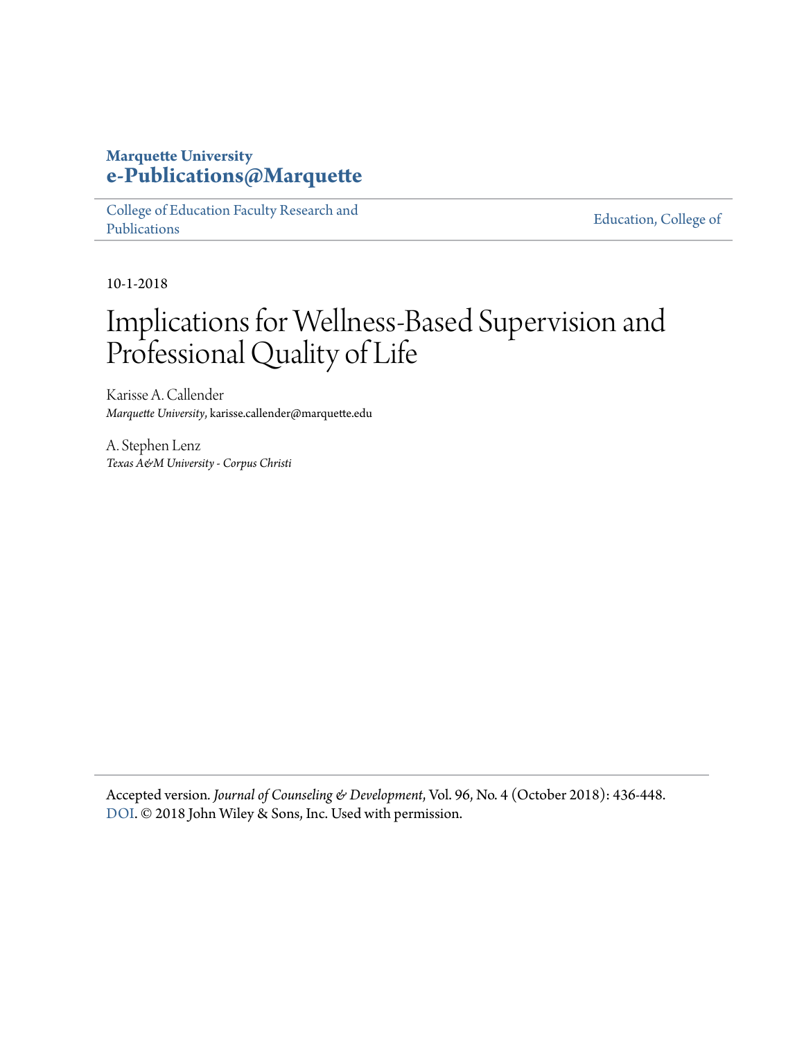**Marquette University**
**e-Publications@Marquette**

College of Education Faculty Research and Publications

Education, College of

10-1-2018

# Implications for Wellness-Based Supervision and Professional Quality of Life

Karisse A. Callender
*Marquette University*, karisse.callender@marquette.edu

A. Stephen Lenz
*Texas A&M University - Corpus Christi*

Accepted version. *Journal of Counseling & Development*, Vol. 96, No. 4 (October 2018): 436-448. DOI. © 2018 John Wiley & Sons, Inc. Used with permission.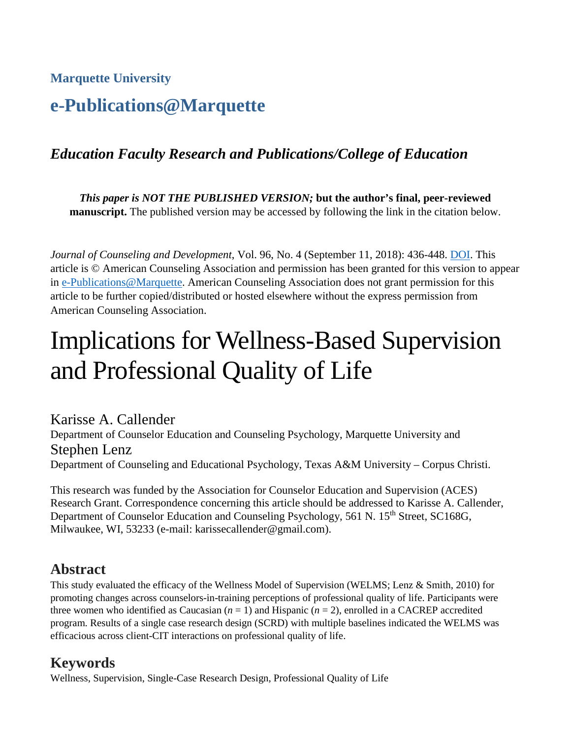**Marquette University**

# e-Publications@Marquette

## *Education Faculty Research and Publications/College of Education*

***This paper is NOT THE PUBLISHED VERSION;* but the author's final, peer-reviewed manuscript.** The published version may be accessed by following the link in the citation below.

*Journal of Counseling and Development*, Vol. 96, No. 4 (September 11, 2018): 436-448. DOI. This article is © American Counseling Association and permission has been granted for this version to appear in e-Publications@Marquette. American Counseling Association does not grant permission for this article to be further copied/distributed or hosted elsewhere without the express permission from American Counseling Association.

# Implications for Wellness-Based Supervision and Professional Quality of Life

Karisse A. Callender
Department of Counselor Education and Counseling Psychology, Marquette University and
Stephen Lenz
Department of Counseling and Educational Psychology, Texas A&M University – Corpus Christi.

This research was funded by the Association for Counselor Education and Supervision (ACES) Research Grant. Correspondence concerning this article should be addressed to Karisse A. Callender, Department of Counselor Education and Counseling Psychology, 561 N. 15th Street, SC168G, Milwaukee, WI, 53233 (e-mail: karissecallender@gmail.com).

## Abstract

This study evaluated the efficacy of the Wellness Model of Supervision (WELMS; Lenz & Smith, 2010) for promoting changes across counselors-in-training perceptions of professional quality of life. Participants were three women who identified as Caucasian ($n = 1$) and Hispanic ($n = 2$), enrolled in a CACREP accredited program. Results of a single case research design (SCRD) with multiple baselines indicated the WELMS was efficacious across client-CIT interactions on professional quality of life.

## Keywords

Wellness, Supervision, Single-Case Research Design, Professional Quality of Life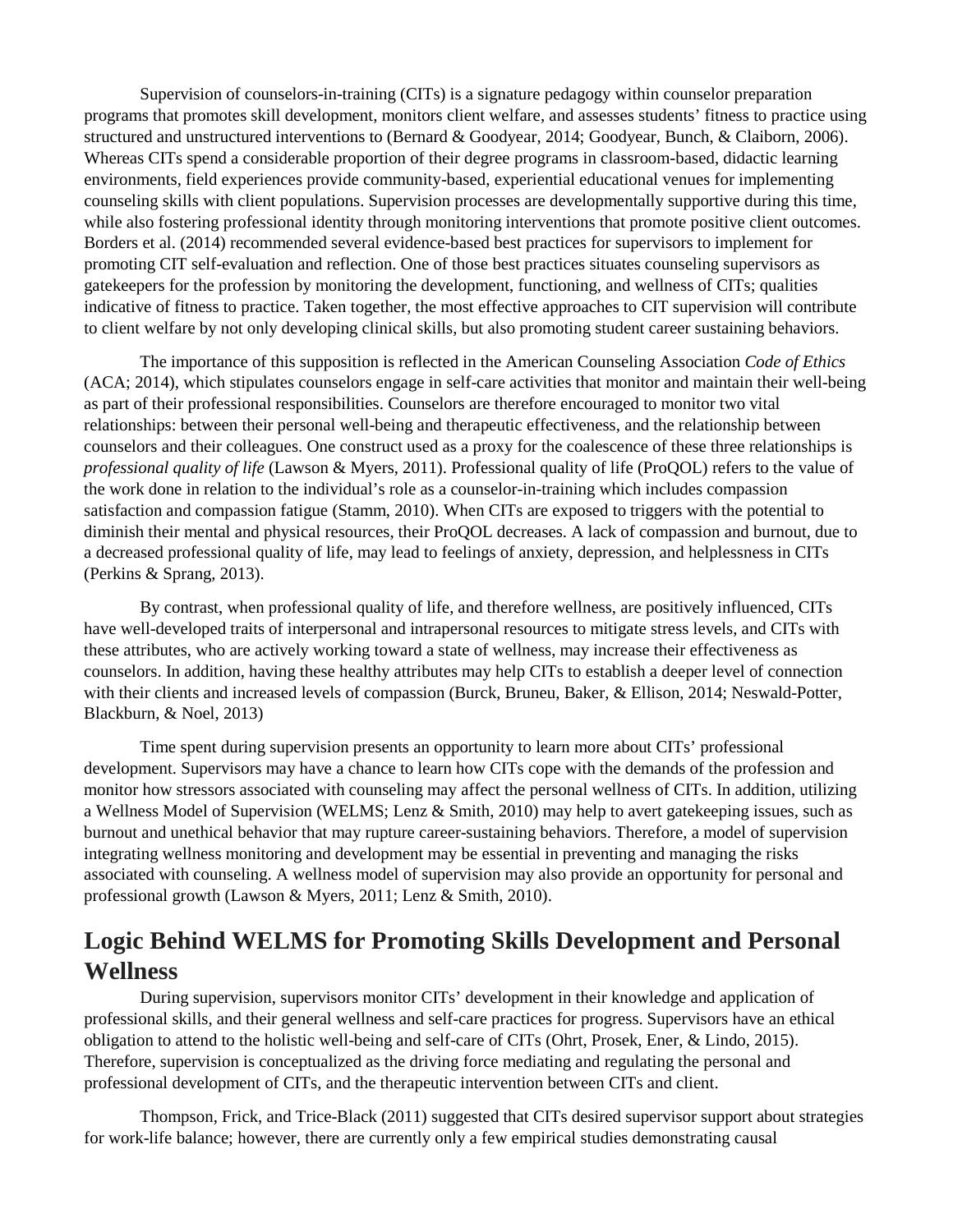Supervision of counselors-in-training (CITs) is a signature pedagogy within counselor preparation programs that promotes skill development, monitors client welfare, and assesses students' fitness to practice using structured and unstructured interventions to (Bernard & Goodyear, 2014; Goodyear, Bunch, & Claiborn, 2006). Whereas CITs spend a considerable proportion of their degree programs in classroom-based, didactic learning environments, field experiences provide community-based, experiential educational venues for implementing counseling skills with client populations. Supervision processes are developmentally supportive during this time, while also fostering professional identity through monitoring interventions that promote positive client outcomes. Borders et al. (2014) recommended several evidence-based best practices for supervisors to implement for promoting CIT self-evaluation and reflection. One of those best practices situates counseling supervisors as gatekeepers for the profession by monitoring the development, functioning, and wellness of CITs; qualities indicative of fitness to practice. Taken together, the most effective approaches to CIT supervision will contribute to client welfare by not only developing clinical skills, but also promoting student career sustaining behaviors.

The importance of this supposition is reflected in the American Counseling Association *Code of Ethics* (ACA; 2014), which stipulates counselors engage in self-care activities that monitor and maintain their well-being as part of their professional responsibilities. Counselors are therefore encouraged to monitor two vital relationships: between their personal well-being and therapeutic effectiveness, and the relationship between counselors and their colleagues. One construct used as a proxy for the coalescence of these three relationships is *professional quality of life* (Lawson & Myers, 2011). Professional quality of life (ProQOL) refers to the value of the work done in relation to the individual's role as a counselor-in-training which includes compassion satisfaction and compassion fatigue (Stamm, 2010). When CITs are exposed to triggers with the potential to diminish their mental and physical resources, their ProQOL decreases. A lack of compassion and burnout, due to a decreased professional quality of life, may lead to feelings of anxiety, depression, and helplessness in CITs (Perkins & Sprang, 2013).

By contrast, when professional quality of life, and therefore wellness, are positively influenced, CITs have well-developed traits of interpersonal and intrapersonal resources to mitigate stress levels, and CITs with these attributes, who are actively working toward a state of wellness, may increase their effectiveness as counselors. In addition, having these healthy attributes may help CITs to establish a deeper level of connection with their clients and increased levels of compassion (Burck, Bruneu, Baker, & Ellison, 2014; Neswald-Potter, Blackburn, & Noel, 2013)

Time spent during supervision presents an opportunity to learn more about CITs' professional development. Supervisors may have a chance to learn how CITs cope with the demands of the profession and monitor how stressors associated with counseling may affect the personal wellness of CITs. In addition, utilizing a Wellness Model of Supervision (WELMS; Lenz & Smith, 2010) may help to avert gatekeeping issues, such as burnout and unethical behavior that may rupture career-sustaining behaviors. Therefore, a model of supervision integrating wellness monitoring and development may be essential in preventing and managing the risks associated with counseling. A wellness model of supervision may also provide an opportunity for personal and professional growth (Lawson & Myers, 2011; Lenz & Smith, 2010).

## Logic Behind WELMS for Promoting Skills Development and Personal Wellness

During supervision, supervisors monitor CITs' development in their knowledge and application of professional skills, and their general wellness and self-care practices for progress. Supervisors have an ethical obligation to attend to the holistic well-being and self-care of CITs (Ohrt, Prosek, Ener, & Lindo, 2015). Therefore, supervision is conceptualized as the driving force mediating and regulating the personal and professional development of CITs, and the therapeutic intervention between CITs and client.

Thompson, Frick, and Trice-Black (2011) suggested that CITs desired supervisor support about strategies for work-life balance; however, there are currently only a few empirical studies demonstrating causal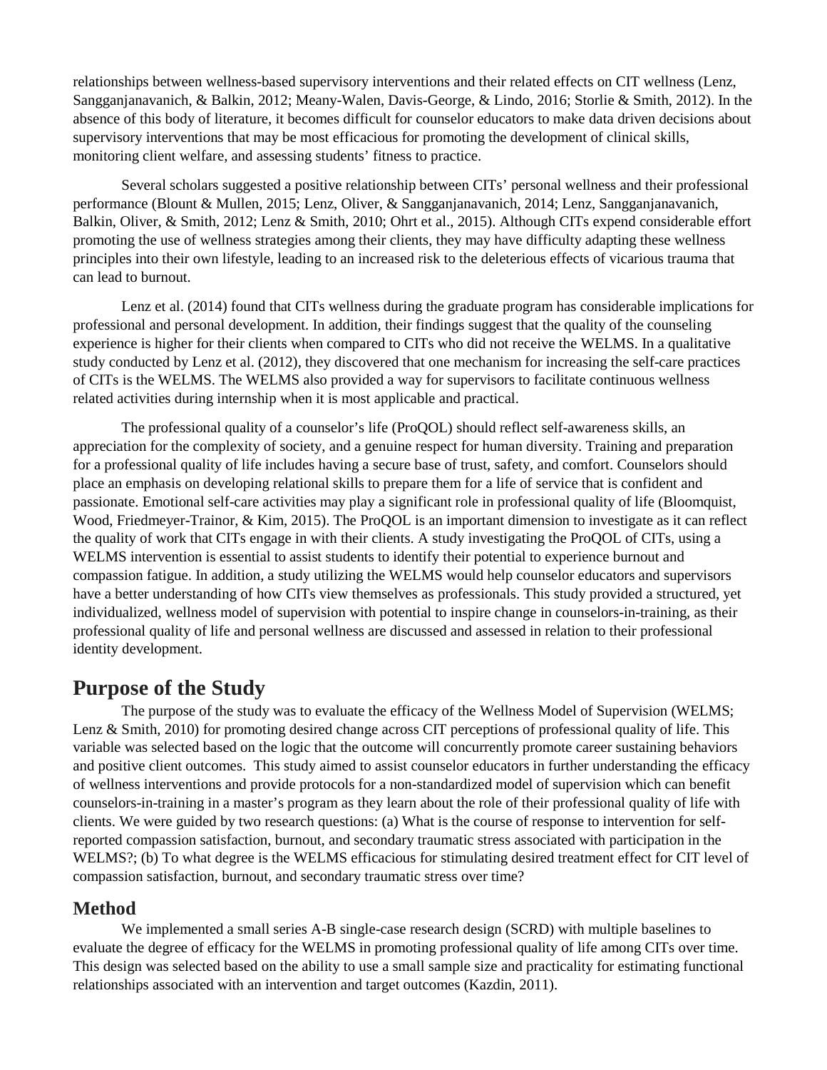relationships between wellness-based supervisory interventions and their related effects on CIT wellness (Lenz, Sangganjanavanich, & Balkin, 2012; Meany-Walen, Davis-George, & Lindo, 2016; Storlie & Smith, 2012). In the absence of this body of literature, it becomes difficult for counselor educators to make data driven decisions about supervisory interventions that may be most efficacious for promoting the development of clinical skills, monitoring client welfare, and assessing students' fitness to practice.

Several scholars suggested a positive relationship between CITs' personal wellness and their professional performance (Blount & Mullen, 2015; Lenz, Oliver, & Sangganjanavanich, 2014; Lenz, Sangganjanavanich, Balkin, Oliver, & Smith, 2012; Lenz & Smith, 2010; Ohrt et al., 2015). Although CITs expend considerable effort promoting the use of wellness strategies among their clients, they may have difficulty adapting these wellness principles into their own lifestyle, leading to an increased risk to the deleterious effects of vicarious trauma that can lead to burnout.

Lenz et al. (2014) found that CITs wellness during the graduate program has considerable implications for professional and personal development. In addition, their findings suggest that the quality of the counseling experience is higher for their clients when compared to CITs who did not receive the WELMS. In a qualitative study conducted by Lenz et al. (2012), they discovered that one mechanism for increasing the self-care practices of CITs is the WELMS. The WELMS also provided a way for supervisors to facilitate continuous wellness related activities during internship when it is most applicable and practical.

The professional quality of a counselor's life (ProQOL) should reflect self-awareness skills, an appreciation for the complexity of society, and a genuine respect for human diversity. Training and preparation for a professional quality of life includes having a secure base of trust, safety, and comfort. Counselors should place an emphasis on developing relational skills to prepare them for a life of service that is confident and passionate. Emotional self-care activities may play a significant role in professional quality of life (Bloomquist, Wood, Friedmeyer-Trainor, & Kim, 2015). The ProQOL is an important dimension to investigate as it can reflect the quality of work that CITs engage in with their clients. A study investigating the ProQOL of CITs, using a WELMS intervention is essential to assist students to identify their potential to experience burnout and compassion fatigue. In addition, a study utilizing the WELMS would help counselor educators and supervisors have a better understanding of how CITs view themselves as professionals. This study provided a structured, yet individualized, wellness model of supervision with potential to inspire change in counselors-in-training, as their professional quality of life and personal wellness are discussed and assessed in relation to their professional identity development.

## Purpose of the Study

The purpose of the study was to evaluate the efficacy of the Wellness Model of Supervision (WELMS; Lenz & Smith, 2010) for promoting desired change across CIT perceptions of professional quality of life. This variable was selected based on the logic that the outcome will concurrently promote career sustaining behaviors and positive client outcomes. This study aimed to assist counselor educators in further understanding the efficacy of wellness interventions and provide protocols for a non-standardized model of supervision which can benefit counselors-in-training in a master's program as they learn about the role of their professional quality of life with clients. We were guided by two research questions: (a) What is the course of response to intervention for self-reported compassion satisfaction, burnout, and secondary traumatic stress associated with participation in the WELMS?; (b) To what degree is the WELMS efficacious for stimulating desired treatment effect for CIT level of compassion satisfaction, burnout, and secondary traumatic stress over time?

## Method

We implemented a small series A-B single-case research design (SCRD) with multiple baselines to evaluate the degree of efficacy for the WELMS in promoting professional quality of life among CITs over time. This design was selected based on the ability to use a small sample size and practicality for estimating functional relationships associated with an intervention and target outcomes (Kazdin, 2011).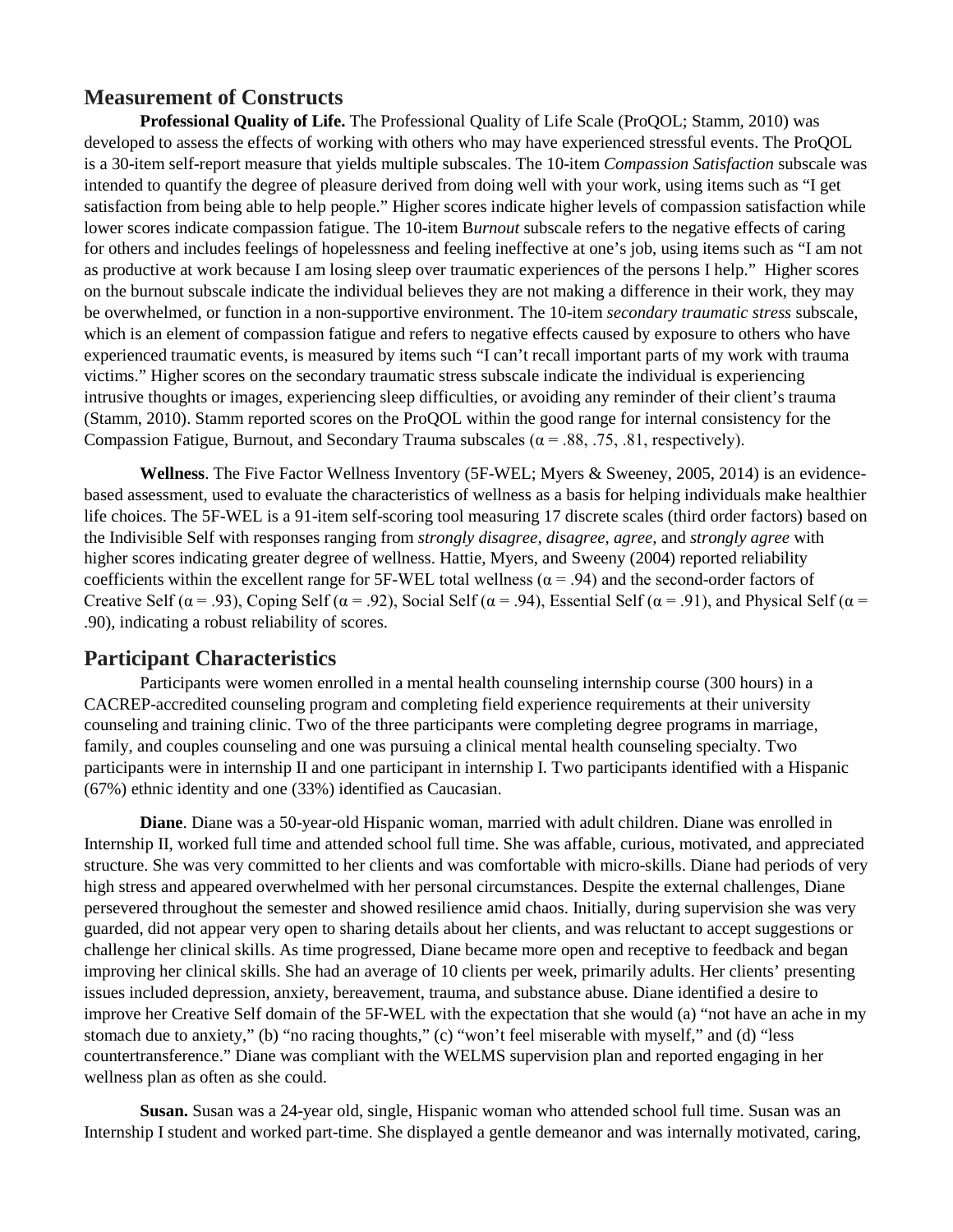## Measurement of Constructs

**Professional Quality of Life.** The Professional Quality of Life Scale (ProQOL; Stamm, 2010) was developed to assess the effects of working with others who may have experienced stressful events. The ProQOL is a 30-item self-report measure that yields multiple subscales. The 10-item *Compassion Satisfaction* subscale was intended to quantify the degree of pleasure derived from doing well with your work, using items such as "I get satisfaction from being able to help people." Higher scores indicate higher levels of compassion satisfaction while lower scores indicate compassion fatigue. The 10-item B*urnout* subscale refers to the negative effects of caring for others and includes feelings of hopelessness and feeling ineffective at one's job, using items such as "I am not as productive at work because I am losing sleep over traumatic experiences of the persons I help." Higher scores on the burnout subscale indicate the individual believes they are not making a difference in their work, they may be overwhelmed, or function in a non-supportive environment. The 10-item *secondary traumatic stress* subscale, which is an element of compassion fatigue and refers to negative effects caused by exposure to others who have experienced traumatic events, is measured by items such "I can't recall important parts of my work with trauma victims." Higher scores on the secondary traumatic stress subscale indicate the individual is experiencing intrusive thoughts or images, experiencing sleep difficulties, or avoiding any reminder of their client's trauma (Stamm, 2010). Stamm reported scores on the ProQOL within the good range for internal consistency for the Compassion Fatigue, Burnout, and Secondary Trauma subscales ($\alpha = .88, .75, .81$, respectively).

**Wellness**. The Five Factor Wellness Inventory (5F-WEL; Myers & Sweeney, 2005, 2014) is an evidence-based assessment, used to evaluate the characteristics of wellness as a basis for helping individuals make healthier life choices. The 5F-WEL is a 91-item self-scoring tool measuring 17 discrete scales (third order factors) based on the Indivisible Self with responses ranging from *strongly disagree, disagree, agree,* and *strongly agree* with higher scores indicating greater degree of wellness. Hattie, Myers, and Sweeny (2004) reported reliability coefficients within the excellent range for 5F-WEL total wellness ($\alpha = .94$) and the second-order factors of Creative Self ($\alpha = .93$), Coping Self ($\alpha = .92$), Social Self ($\alpha = .94$), Essential Self ($\alpha = .91$), and Physical Self ($\alpha = .90$), indicating a robust reliability of scores.

## Participant Characteristics

Participants were women enrolled in a mental health counseling internship course (300 hours) in a CACREP-accredited counseling program and completing field experience requirements at their university counseling and training clinic. Two of the three participants were completing degree programs in marriage, family, and couples counseling and one was pursuing a clinical mental health counseling specialty. Two participants were in internship II and one participant in internship I. Two participants identified with a Hispanic (67%) ethnic identity and one (33%) identified as Caucasian.

**Diane**. Diane was a 50-year-old Hispanic woman, married with adult children. Diane was enrolled in Internship II, worked full time and attended school full time. She was affable, curious, motivated, and appreciated structure. She was very committed to her clients and was comfortable with micro-skills. Diane had periods of very high stress and appeared overwhelmed with her personal circumstances. Despite the external challenges, Diane persevered throughout the semester and showed resilience amid chaos. Initially, during supervision she was very guarded, did not appear very open to sharing details about her clients, and was reluctant to accept suggestions or challenge her clinical skills. As time progressed, Diane became more open and receptive to feedback and began improving her clinical skills. She had an average of 10 clients per week, primarily adults. Her clients' presenting issues included depression, anxiety, bereavement, trauma, and substance abuse. Diane identified a desire to improve her Creative Self domain of the 5F-WEL with the expectation that she would (a) "not have an ache in my stomach due to anxiety," (b) "no racing thoughts," (c) "won't feel miserable with myself," and (d) "less countertransference." Diane was compliant with the WELMS supervision plan and reported engaging in her wellness plan as often as she could.

**Susan.** Susan was a 24-year old, single, Hispanic woman who attended school full time. Susan was an Internship I student and worked part-time. She displayed a gentle demeanor and was internally motivated, caring,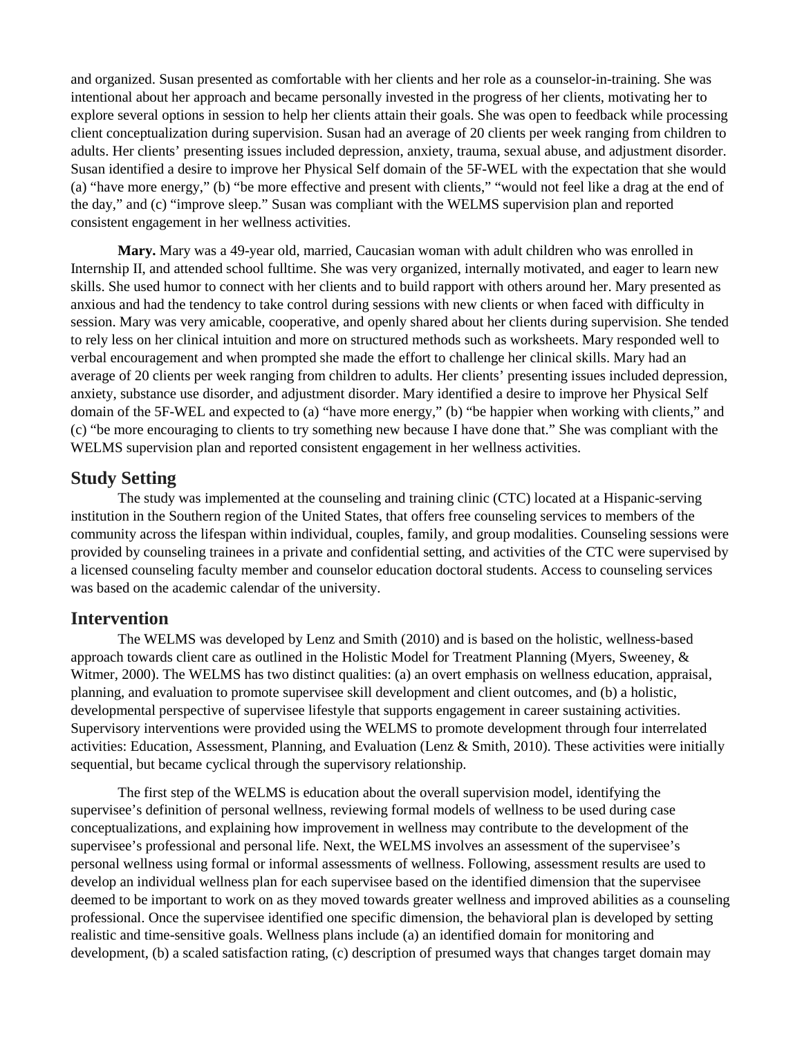and organized. Susan presented as comfortable with her clients and her role as a counselor-in-training. She was intentional about her approach and became personally invested in the progress of her clients, motivating her to explore several options in session to help her clients attain their goals. She was open to feedback while processing client conceptualization during supervision. Susan had an average of 20 clients per week ranging from children to adults. Her clients' presenting issues included depression, anxiety, trauma, sexual abuse, and adjustment disorder. Susan identified a desire to improve her Physical Self domain of the 5F-WEL with the expectation that she would (a) "have more energy," (b) "be more effective and present with clients," "would not feel like a drag at the end of the day," and (c) "improve sleep." Susan was compliant with the WELMS supervision plan and reported consistent engagement in her wellness activities.

**Mary.** Mary was a 49-year old, married, Caucasian woman with adult children who was enrolled in Internship II, and attended school fulltime. She was very organized, internally motivated, and eager to learn new skills. She used humor to connect with her clients and to build rapport with others around her. Mary presented as anxious and had the tendency to take control during sessions with new clients or when faced with difficulty in session. Mary was very amicable, cooperative, and openly shared about her clients during supervision. She tended to rely less on her clinical intuition and more on structured methods such as worksheets. Mary responded well to verbal encouragement and when prompted she made the effort to challenge her clinical skills. Mary had an average of 20 clients per week ranging from children to adults. Her clients' presenting issues included depression, anxiety, substance use disorder, and adjustment disorder. Mary identified a desire to improve her Physical Self domain of the 5F-WEL and expected to (a) "have more energy," (b) "be happier when working with clients," and (c) "be more encouraging to clients to try something new because I have done that." She was compliant with the WELMS supervision plan and reported consistent engagement in her wellness activities.

## Study Setting

The study was implemented at the counseling and training clinic (CTC) located at a Hispanic-serving institution in the Southern region of the United States, that offers free counseling services to members of the community across the lifespan within individual, couples, family, and group modalities. Counseling sessions were provided by counseling trainees in a private and confidential setting, and activities of the CTC were supervised by a licensed counseling faculty member and counselor education doctoral students. Access to counseling services was based on the academic calendar of the university.

## Intervention

The WELMS was developed by Lenz and Smith (2010) and is based on the holistic, wellness-based approach towards client care as outlined in the Holistic Model for Treatment Planning (Myers, Sweeney, & Witmer, 2000). The WELMS has two distinct qualities: (a) an overt emphasis on wellness education, appraisal, planning, and evaluation to promote supervisee skill development and client outcomes, and (b) a holistic, developmental perspective of supervisee lifestyle that supports engagement in career sustaining activities. Supervisory interventions were provided using the WELMS to promote development through four interrelated activities: Education, Assessment, Planning, and Evaluation (Lenz & Smith, 2010). These activities were initially sequential, but became cyclical through the supervisory relationship.

The first step of the WELMS is education about the overall supervision model, identifying the supervisee's definition of personal wellness, reviewing formal models of wellness to be used during case conceptualizations, and explaining how improvement in wellness may contribute to the development of the supervisee's professional and personal life. Next, the WELMS involves an assessment of the supervisee's personal wellness using formal or informal assessments of wellness. Following, assessment results are used to develop an individual wellness plan for each supervisee based on the identified dimension that the supervisee deemed to be important to work on as they moved towards greater wellness and improved abilities as a counseling professional. Once the supervisee identified one specific dimension, the behavioral plan is developed by setting realistic and time-sensitive goals. Wellness plans include (a) an identified domain for monitoring and development, (b) a scaled satisfaction rating, (c) description of presumed ways that changes target domain may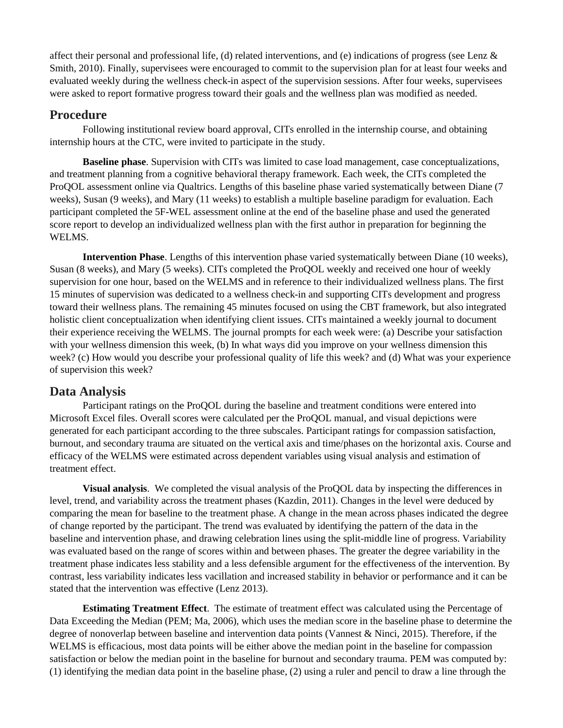affect their personal and professional life, (d) related interventions, and (e) indications of progress (see Lenz & Smith, 2010). Finally, supervisees were encouraged to commit to the supervision plan for at least four weeks and evaluated weekly during the wellness check-in aspect of the supervision sessions. After four weeks, supervisees were asked to report formative progress toward their goals and the wellness plan was modified as needed.

## Procedure

Following institutional review board approval, CITs enrolled in the internship course, and obtaining internship hours at the CTC, were invited to participate in the study.

**Baseline phase**. Supervision with CITs was limited to case load management, case conceptualizations, and treatment planning from a cognitive behavioral therapy framework. Each week, the CITs completed the ProQOL assessment online via Qualtrics. Lengths of this baseline phase varied systematically between Diane (7 weeks), Susan (9 weeks), and Mary (11 weeks) to establish a multiple baseline paradigm for evaluation. Each participant completed the 5F-WEL assessment online at the end of the baseline phase and used the generated score report to develop an individualized wellness plan with the first author in preparation for beginning the WELMS.

**Intervention Phase**. Lengths of this intervention phase varied systematically between Diane (10 weeks), Susan (8 weeks), and Mary (5 weeks). CITs completed the ProQOL weekly and received one hour of weekly supervision for one hour, based on the WELMS and in reference to their individualized wellness plans. The first 15 minutes of supervision was dedicated to a wellness check-in and supporting CITs development and progress toward their wellness plans. The remaining 45 minutes focused on using the CBT framework, but also integrated holistic client conceptualization when identifying client issues. CITs maintained a weekly journal to document their experience receiving the WELMS. The journal prompts for each week were: (a) Describe your satisfaction with your wellness dimension this week, (b) In what ways did you improve on your wellness dimension this week? (c) How would you describe your professional quality of life this week? and (d) What was your experience of supervision this week?

## Data Analysis

Participant ratings on the ProQOL during the baseline and treatment conditions were entered into Microsoft Excel files. Overall scores were calculated per the ProQOL manual, and visual depictions were generated for each participant according to the three subscales. Participant ratings for compassion satisfaction, burnout, and secondary trauma are situated on the vertical axis and time/phases on the horizontal axis. Course and efficacy of the WELMS were estimated across dependent variables using visual analysis and estimation of treatment effect.

**Visual analysis**. We completed the visual analysis of the ProQOL data by inspecting the differences in level, trend, and variability across the treatment phases (Kazdin, 2011). Changes in the level were deduced by comparing the mean for baseline to the treatment phase. A change in the mean across phases indicated the degree of change reported by the participant. The trend was evaluated by identifying the pattern of the data in the baseline and intervention phase, and drawing celebration lines using the split-middle line of progress. Variability was evaluated based on the range of scores within and between phases. The greater the degree variability in the treatment phase indicates less stability and a less defensible argument for the effectiveness of the intervention. By contrast, less variability indicates less vacillation and increased stability in behavior or performance and it can be stated that the intervention was effective (Lenz 2013).

**Estimating Treatment Effect**. The estimate of treatment effect was calculated using the Percentage of Data Exceeding the Median (PEM; Ma, 2006), which uses the median score in the baseline phase to determine the degree of nonoverlap between baseline and intervention data points (Vannest & Ninci, 2015). Therefore, if the WELMS is efficacious, most data points will be either above the median point in the baseline for compassion satisfaction or below the median point in the baseline for burnout and secondary trauma. PEM was computed by: (1) identifying the median data point in the baseline phase, (2) using a ruler and pencil to draw a line through the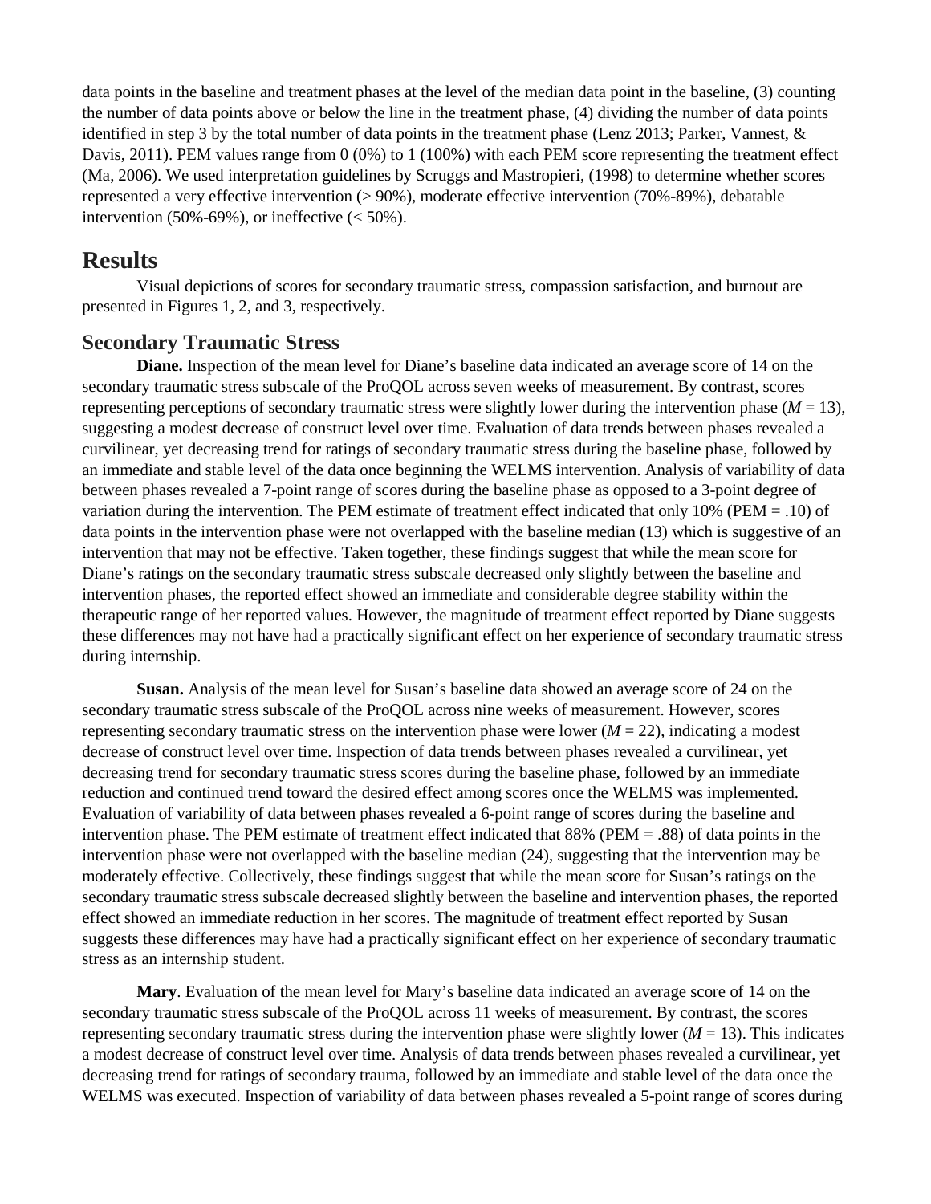data points in the baseline and treatment phases at the level of the median data point in the baseline, (3) counting the number of data points above or below the line in the treatment phase, (4) dividing the number of data points identified in step 3 by the total number of data points in the treatment phase (Lenz 2013; Parker, Vannest, & Davis, 2011). PEM values range from 0 (0%) to 1 (100%) with each PEM score representing the treatment effect (Ma, 2006). We used interpretation guidelines by Scruggs and Mastropieri, (1998) to determine whether scores represented a very effective intervention (> 90%), moderate effective intervention (70%-89%), debatable intervention (50%-69%), or ineffective (< 50%).

# Results

Visual depictions of scores for secondary traumatic stress, compassion satisfaction, and burnout are presented in Figures 1, 2, and 3, respectively.

## Secondary Traumatic Stress

**Diane.** Inspection of the mean level for Diane's baseline data indicated an average score of 14 on the secondary traumatic stress subscale of the ProQOL across seven weeks of measurement. By contrast, scores representing perceptions of secondary traumatic stress were slightly lower during the intervention phase ($M = 13$), suggesting a modest decrease of construct level over time. Evaluation of data trends between phases revealed a curvilinear, yet decreasing trend for ratings of secondary traumatic stress during the baseline phase, followed by an immediate and stable level of the data once beginning the WELMS intervention. Analysis of variability of data between phases revealed a 7-point range of scores during the baseline phase as opposed to a 3-point degree of variation during the intervention. The PEM estimate of treatment effect indicated that only 10% (PEM = .10) of data points in the intervention phase were not overlapped with the baseline median (13) which is suggestive of an intervention that may not be effective. Taken together, these findings suggest that while the mean score for Diane's ratings on the secondary traumatic stress subscale decreased only slightly between the baseline and intervention phases, the reported effect showed an immediate and considerable degree stability within the therapeutic range of her reported values. However, the magnitude of treatment effect reported by Diane suggests these differences may not have had a practically significant effect on her experience of secondary traumatic stress during internship.

**Susan.** Analysis of the mean level for Susan's baseline data showed an average score of 24 on the secondary traumatic stress subscale of the ProQOL across nine weeks of measurement. However, scores representing secondary traumatic stress on the intervention phase were lower ($M = 22$), indicating a modest decrease of construct level over time. Inspection of data trends between phases revealed a curvilinear, yet decreasing trend for secondary traumatic stress scores during the baseline phase, followed by an immediate reduction and continued trend toward the desired effect among scores once the WELMS was implemented. Evaluation of variability of data between phases revealed a 6-point range of scores during the baseline and intervention phase. The PEM estimate of treatment effect indicated that 88% (PEM = .88) of data points in the intervention phase were not overlapped with the baseline median (24), suggesting that the intervention may be moderately effective. Collectively, these findings suggest that while the mean score for Susan's ratings on the secondary traumatic stress subscale decreased slightly between the baseline and intervention phases, the reported effect showed an immediate reduction in her scores. The magnitude of treatment effect reported by Susan suggests these differences may have had a practically significant effect on her experience of secondary traumatic stress as an internship student.

**Mary**. Evaluation of the mean level for Mary's baseline data indicated an average score of 14 on the secondary traumatic stress subscale of the ProQOL across 11 weeks of measurement. By contrast, the scores representing secondary traumatic stress during the intervention phase were slightly lower ($M = 13$). This indicates a modest decrease of construct level over time. Analysis of data trends between phases revealed a curvilinear, yet decreasing trend for ratings of secondary trauma, followed by an immediate and stable level of the data once the WELMS was executed. Inspection of variability of data between phases revealed a 5-point range of scores during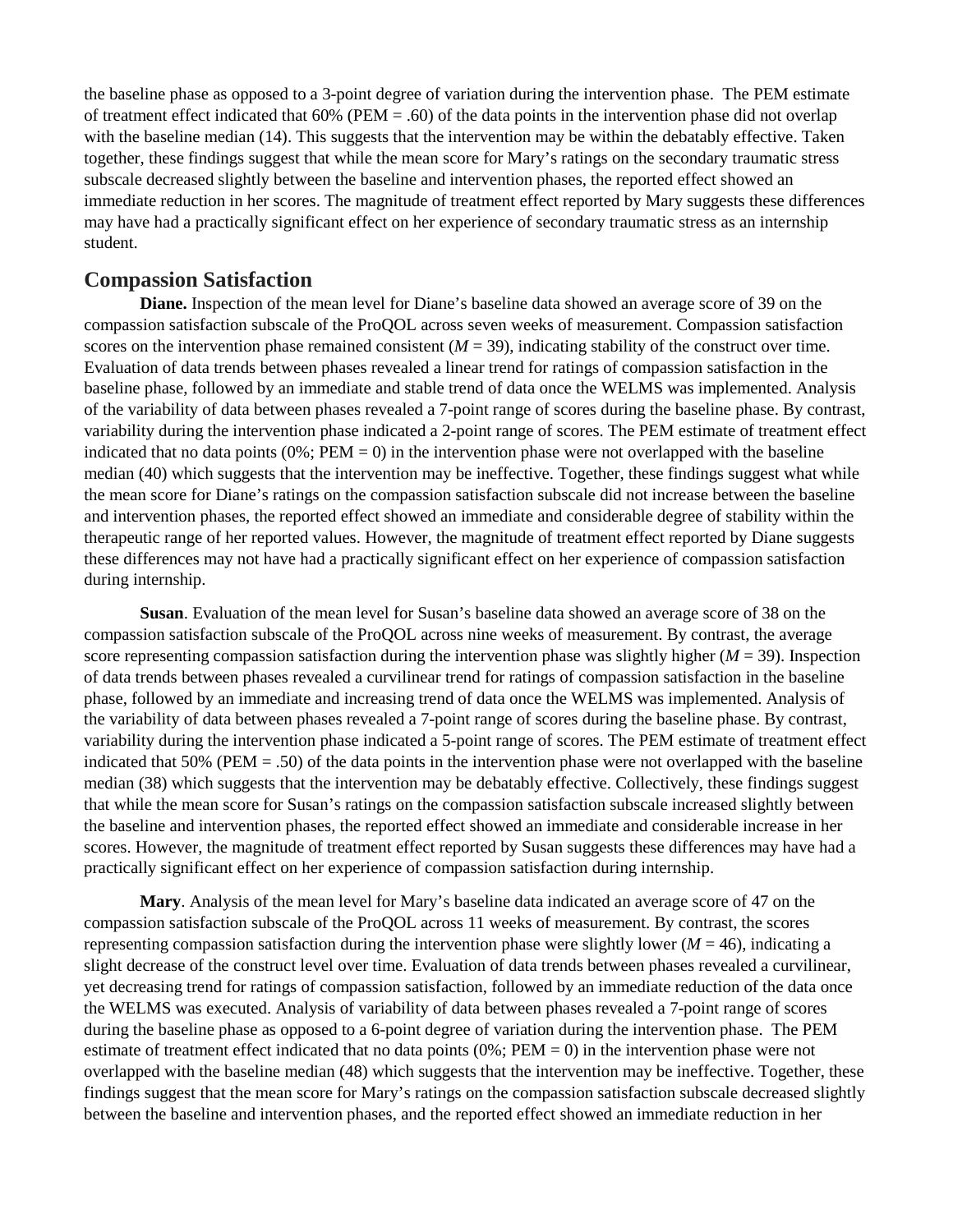the baseline phase as opposed to a 3-point degree of variation during the intervention phase. The PEM estimate of treatment effect indicated that 60% (PEM = .60) of the data points in the intervention phase did not overlap with the baseline median (14). This suggests that the intervention may be within the debatably effective. Taken together, these findings suggest that while the mean score for Mary's ratings on the secondary traumatic stress subscale decreased slightly between the baseline and intervention phases, the reported effect showed an immediate reduction in her scores. The magnitude of treatment effect reported by Mary suggests these differences may have had a practically significant effect on her experience of secondary traumatic stress as an internship student.

## Compassion Satisfaction

**Diane.** Inspection of the mean level for Diane's baseline data showed an average score of 39 on the compassion satisfaction subscale of the ProQOL across seven weeks of measurement. Compassion satisfaction scores on the intervention phase remained consistent (*M* = 39), indicating stability of the construct over time. Evaluation of data trends between phases revealed a linear trend for ratings of compassion satisfaction in the baseline phase, followed by an immediate and stable trend of data once the WELMS was implemented. Analysis of the variability of data between phases revealed a 7-point range of scores during the baseline phase. By contrast, variability during the intervention phase indicated a 2-point range of scores. The PEM estimate of treatment effect indicated that no data points (0%; PEM = 0) in the intervention phase were not overlapped with the baseline median (40) which suggests that the intervention may be ineffective. Together, these findings suggest what while the mean score for Diane's ratings on the compassion satisfaction subscale did not increase between the baseline and intervention phases, the reported effect showed an immediate and considerable degree of stability within the therapeutic range of her reported values. However, the magnitude of treatment effect reported by Diane suggests these differences may not have had a practically significant effect on her experience of compassion satisfaction during internship.

**Susan**. Evaluation of the mean level for Susan's baseline data showed an average score of 38 on the compassion satisfaction subscale of the ProQOL across nine weeks of measurement. By contrast, the average score representing compassion satisfaction during the intervention phase was slightly higher (*M* = 39). Inspection of data trends between phases revealed a curvilinear trend for ratings of compassion satisfaction in the baseline phase, followed by an immediate and increasing trend of data once the WELMS was implemented. Analysis of the variability of data between phases revealed a 7-point range of scores during the baseline phase. By contrast, variability during the intervention phase indicated a 5-point range of scores. The PEM estimate of treatment effect indicated that 50% (PEM = .50) of the data points in the intervention phase were not overlapped with the baseline median (38) which suggests that the intervention may be debatably effective. Collectively, these findings suggest that while the mean score for Susan's ratings on the compassion satisfaction subscale increased slightly between the baseline and intervention phases, the reported effect showed an immediate and considerable increase in her scores. However, the magnitude of treatment effect reported by Susan suggests these differences may have had a practically significant effect on her experience of compassion satisfaction during internship.

**Mary**. Analysis of the mean level for Mary's baseline data indicated an average score of 47 on the compassion satisfaction subscale of the ProQOL across 11 weeks of measurement. By contrast, the scores representing compassion satisfaction during the intervention phase were slightly lower (*M* = 46), indicating a slight decrease of the construct level over time. Evaluation of data trends between phases revealed a curvilinear, yet decreasing trend for ratings of compassion satisfaction, followed by an immediate reduction of the data once the WELMS was executed. Analysis of variability of data between phases revealed a 7-point range of scores during the baseline phase as opposed to a 6-point degree of variation during the intervention phase. The PEM estimate of treatment effect indicated that no data points (0%; PEM = 0) in the intervention phase were not overlapped with the baseline median (48) which suggests that the intervention may be ineffective. Together, these findings suggest that the mean score for Mary's ratings on the compassion satisfaction subscale decreased slightly between the baseline and intervention phases, and the reported effect showed an immediate reduction in her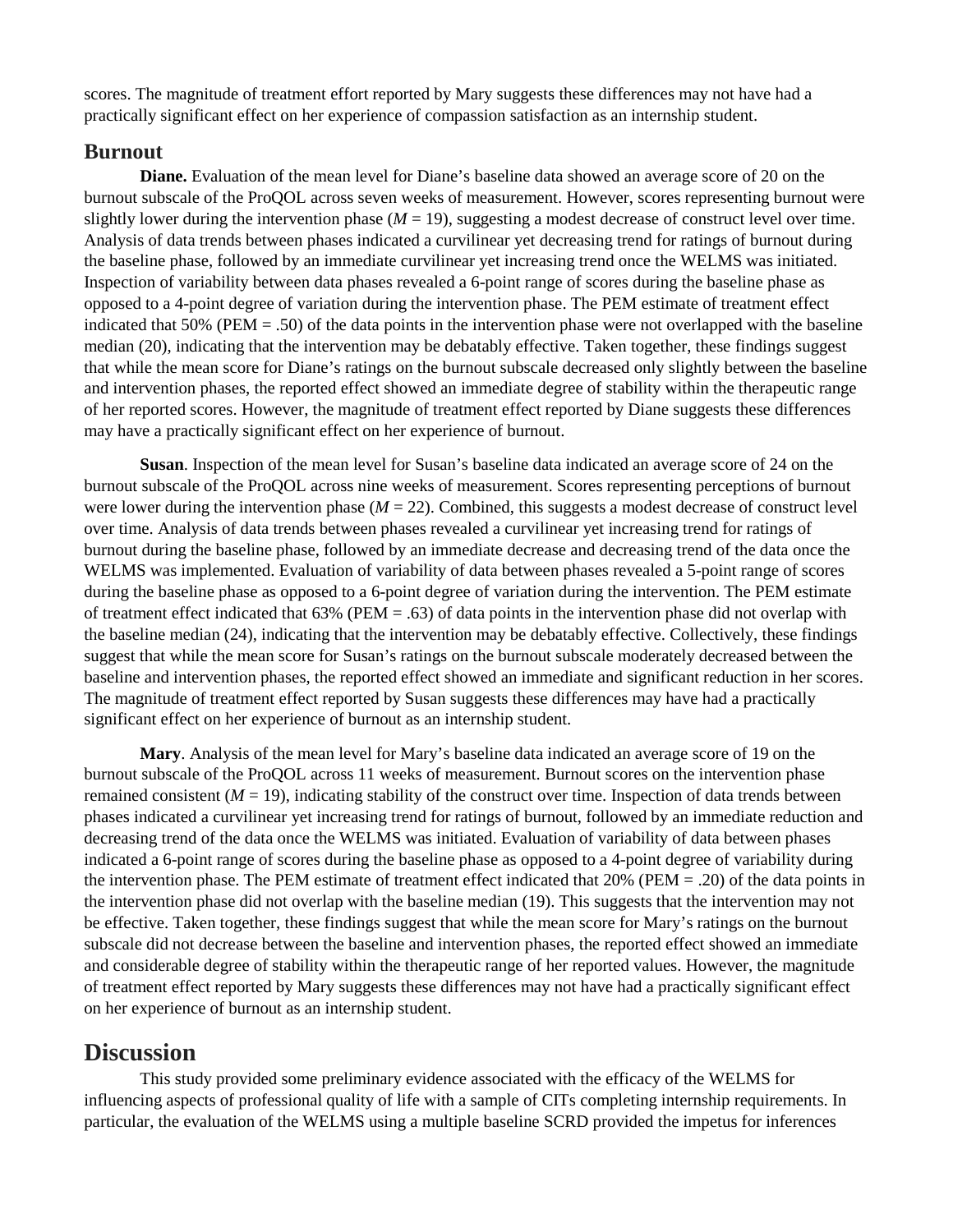scores. The magnitude of treatment effort reported by Mary suggests these differences may not have had a practically significant effect on her experience of compassion satisfaction as an internship student.

## Burnout

**Diane.** Evaluation of the mean level for Diane's baseline data showed an average score of 20 on the burnout subscale of the ProQOL across seven weeks of measurement. However, scores representing burnout were slightly lower during the intervention phase (*M* = 19), suggesting a modest decrease of construct level over time. Analysis of data trends between phases indicated a curvilinear yet decreasing trend for ratings of burnout during the baseline phase, followed by an immediate curvilinear yet increasing trend once the WELMS was initiated. Inspection of variability between data phases revealed a 6-point range of scores during the baseline phase as opposed to a 4-point degree of variation during the intervention phase. The PEM estimate of treatment effect indicated that 50% (PEM = .50) of the data points in the intervention phase were not overlapped with the baseline median (20), indicating that the intervention may be debatably effective. Taken together, these findings suggest that while the mean score for Diane's ratings on the burnout subscale decreased only slightly between the baseline and intervention phases, the reported effect showed an immediate degree of stability within the therapeutic range of her reported scores. However, the magnitude of treatment effect reported by Diane suggests these differences may have a practically significant effect on her experience of burnout.

**Susan**. Inspection of the mean level for Susan's baseline data indicated an average score of 24 on the burnout subscale of the ProQOL across nine weeks of measurement. Scores representing perceptions of burnout were lower during the intervention phase (*M* = 22). Combined, this suggests a modest decrease of construct level over time. Analysis of data trends between phases revealed a curvilinear yet increasing trend for ratings of burnout during the baseline phase, followed by an immediate decrease and decreasing trend of the data once the WELMS was implemented. Evaluation of variability of data between phases revealed a 5-point range of scores during the baseline phase as opposed to a 6-point degree of variation during the intervention. The PEM estimate of treatment effect indicated that 63% (PEM = .63) of data points in the intervention phase did not overlap with the baseline median (24), indicating that the intervention may be debatably effective. Collectively, these findings suggest that while the mean score for Susan's ratings on the burnout subscale moderately decreased between the baseline and intervention phases, the reported effect showed an immediate and significant reduction in her scores. The magnitude of treatment effect reported by Susan suggests these differences may have had a practically significant effect on her experience of burnout as an internship student.

**Mary**. Analysis of the mean level for Mary's baseline data indicated an average score of 19 on the burnout subscale of the ProQOL across 11 weeks of measurement. Burnout scores on the intervention phase remained consistent (*M* = 19), indicating stability of the construct over time. Inspection of data trends between phases indicated a curvilinear yet increasing trend for ratings of burnout, followed by an immediate reduction and decreasing trend of the data once the WELMS was initiated. Evaluation of variability of data between phases indicated a 6-point range of scores during the baseline phase as opposed to a 4-point degree of variability during the intervention phase. The PEM estimate of treatment effect indicated that 20% (PEM = .20) of the data points in the intervention phase did not overlap with the baseline median (19). This suggests that the intervention may not be effective. Taken together, these findings suggest that while the mean score for Mary's ratings on the burnout subscale did not decrease between the baseline and intervention phases, the reported effect showed an immediate and considerable degree of stability within the therapeutic range of her reported values. However, the magnitude of treatment effect reported by Mary suggests these differences may not have had a practically significant effect on her experience of burnout as an internship student.

# Discussion

This study provided some preliminary evidence associated with the efficacy of the WELMS for influencing aspects of professional quality of life with a sample of CITs completing internship requirements. In particular, the evaluation of the WELMS using a multiple baseline SCRD provided the impetus for inferences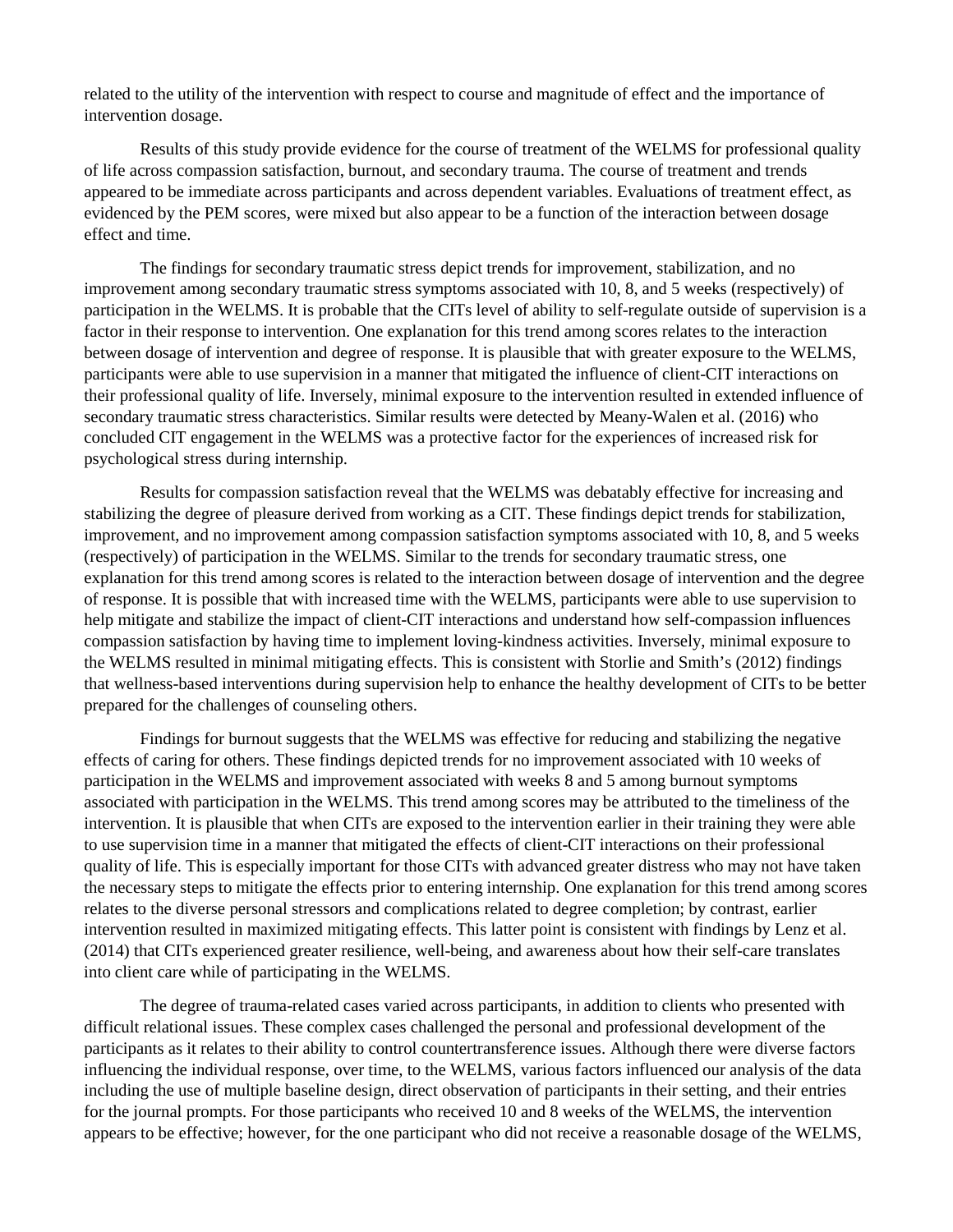related to the utility of the intervention with respect to course and magnitude of effect and the importance of intervention dosage.

Results of this study provide evidence for the course of treatment of the WELMS for professional quality of life across compassion satisfaction, burnout, and secondary trauma. The course of treatment and trends appeared to be immediate across participants and across dependent variables. Evaluations of treatment effect, as evidenced by the PEM scores, were mixed but also appear to be a function of the interaction between dosage effect and time.

The findings for secondary traumatic stress depict trends for improvement, stabilization, and no improvement among secondary traumatic stress symptoms associated with 10, 8, and 5 weeks (respectively) of participation in the WELMS. It is probable that the CITs level of ability to self-regulate outside of supervision is a factor in their response to intervention. One explanation for this trend among scores relates to the interaction between dosage of intervention and degree of response. It is plausible that with greater exposure to the WELMS, participants were able to use supervision in a manner that mitigated the influence of client-CIT interactions on their professional quality of life. Inversely, minimal exposure to the intervention resulted in extended influence of secondary traumatic stress characteristics. Similar results were detected by Meany-Walen et al. (2016) who concluded CIT engagement in the WELMS was a protective factor for the experiences of increased risk for psychological stress during internship.

Results for compassion satisfaction reveal that the WELMS was debatably effective for increasing and stabilizing the degree of pleasure derived from working as a CIT. These findings depict trends for stabilization, improvement, and no improvement among compassion satisfaction symptoms associated with 10, 8, and 5 weeks (respectively) of participation in the WELMS. Similar to the trends for secondary traumatic stress, one explanation for this trend among scores is related to the interaction between dosage of intervention and the degree of response. It is possible that with increased time with the WELMS, participants were able to use supervision to help mitigate and stabilize the impact of client-CIT interactions and understand how self-compassion influences compassion satisfaction by having time to implement loving-kindness activities. Inversely, minimal exposure to the WELMS resulted in minimal mitigating effects. This is consistent with Storlie and Smith's (2012) findings that wellness-based interventions during supervision help to enhance the healthy development of CITs to be better prepared for the challenges of counseling others.

Findings for burnout suggests that the WELMS was effective for reducing and stabilizing the negative effects of caring for others. These findings depicted trends for no improvement associated with 10 weeks of participation in the WELMS and improvement associated with weeks 8 and 5 among burnout symptoms associated with participation in the WELMS. This trend among scores may be attributed to the timeliness of the intervention. It is plausible that when CITs are exposed to the intervention earlier in their training they were able to use supervision time in a manner that mitigated the effects of client-CIT interactions on their professional quality of life. This is especially important for those CITs with advanced greater distress who may not have taken the necessary steps to mitigate the effects prior to entering internship. One explanation for this trend among scores relates to the diverse personal stressors and complications related to degree completion; by contrast, earlier intervention resulted in maximized mitigating effects. This latter point is consistent with findings by Lenz et al. (2014) that CITs experienced greater resilience, well-being, and awareness about how their self-care translates into client care while of participating in the WELMS.

The degree of trauma-related cases varied across participants, in addition to clients who presented with difficult relational issues. These complex cases challenged the personal and professional development of the participants as it relates to their ability to control countertransference issues. Although there were diverse factors influencing the individual response, over time, to the WELMS, various factors influenced our analysis of the data including the use of multiple baseline design, direct observation of participants in their setting, and their entries for the journal prompts. For those participants who received 10 and 8 weeks of the WELMS, the intervention appears to be effective; however, for the one participant who did not receive a reasonable dosage of the WELMS,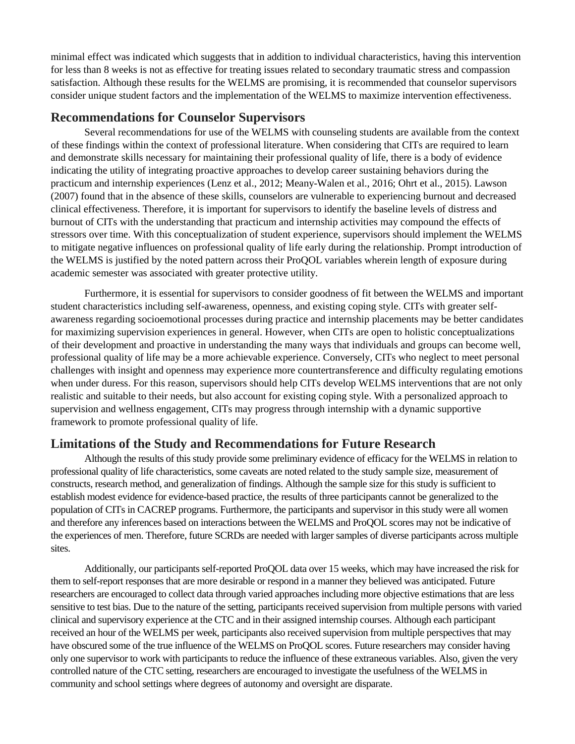minimal effect was indicated which suggests that in addition to individual characteristics, having this intervention for less than 8 weeks is not as effective for treating issues related to secondary traumatic stress and compassion satisfaction. Although these results for the WELMS are promising, it is recommended that counselor supervisors consider unique student factors and the implementation of the WELMS to maximize intervention effectiveness.

## Recommendations for Counselor Supervisors

Several recommendations for use of the WELMS with counseling students are available from the context of these findings within the context of professional literature. When considering that CITs are required to learn and demonstrate skills necessary for maintaining their professional quality of life, there is a body of evidence indicating the utility of integrating proactive approaches to develop career sustaining behaviors during the practicum and internship experiences (Lenz et al., 2012; Meany-Walen et al., 2016; Ohrt et al., 2015). Lawson (2007) found that in the absence of these skills, counselors are vulnerable to experiencing burnout and decreased clinical effectiveness. Therefore, it is important for supervisors to identify the baseline levels of distress and burnout of CITs with the understanding that practicum and internship activities may compound the effects of stressors over time. With this conceptualization of student experience, supervisors should implement the WELMS to mitigate negative influences on professional quality of life early during the relationship. Prompt introduction of the WELMS is justified by the noted pattern across their ProQOL variables wherein length of exposure during academic semester was associated with greater protective utility.

Furthermore, it is essential for supervisors to consider goodness of fit between the WELMS and important student characteristics including self-awareness, openness, and existing coping style. CITs with greater self-awareness regarding socioemotional processes during practice and internship placements may be better candidates for maximizing supervision experiences in general. However, when CITs are open to holistic conceptualizations of their development and proactive in understanding the many ways that individuals and groups can become well, professional quality of life may be a more achievable experience. Conversely, CITs who neglect to meet personal challenges with insight and openness may experience more countertransference and difficulty regulating emotions when under duress. For this reason, supervisors should help CITs develop WELMS interventions that are not only realistic and suitable to their needs, but also account for existing coping style. With a personalized approach to supervision and wellness engagement, CITs may progress through internship with a dynamic supportive framework to promote professional quality of life.

## Limitations of the Study and Recommendations for Future Research

Although the results of this study provide some preliminary evidence of efficacy for the WELMS in relation to professional quality of life characteristics, some caveats are noted related to the study sample size, measurement of constructs, research method, and generalization of findings. Although the sample size for this study is sufficient to establish modest evidence for evidence-based practice, the results of three participants cannot be generalized to the population of CITs in CACREP programs. Furthermore, the participants and supervisor in this study were all women and therefore any inferences based on interactions between the WELMS and ProQOL scores may not be indicative of the experiences of men. Therefore, future SCRDs are needed with larger samples of diverse participants across multiple sites.

Additionally, our participants self-reported ProQOL data over 15 weeks, which may have increased the risk for them to self-report responses that are more desirable or respond in a manner they believed was anticipated. Future researchers are encouraged to collect data through varied approaches including more objective estimations that are less sensitive to test bias. Due to the nature of the setting, participants received supervision from multiple persons with varied clinical and supervisory experience at the CTC and in their assigned internship courses. Although each participant received an hour of the WELMS per week, participants also received supervision from multiple perspectives that may have obscured some of the true influence of the WELMS on ProQOL scores. Future researchers may consider having only one supervisor to work with participants to reduce the influence of these extraneous variables. Also, given the very controlled nature of the CTC setting, researchers are encouraged to investigate the usefulness of the WELMS in community and school settings where degrees of autonomy and oversight are disparate.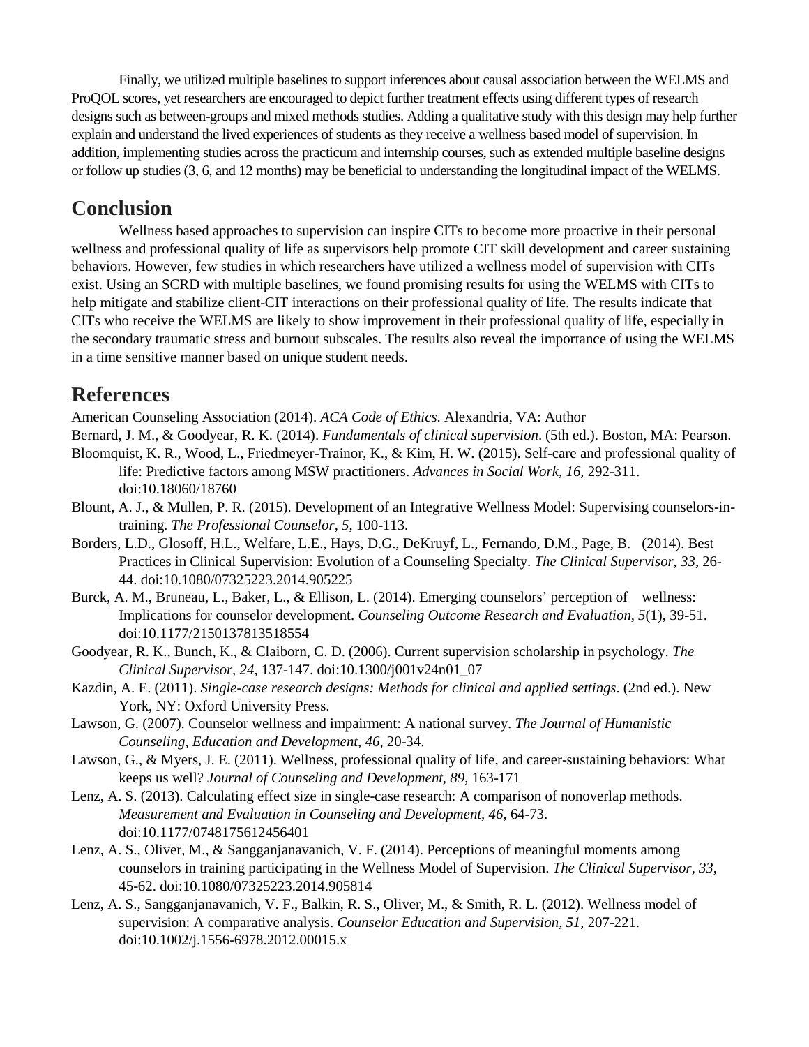Finally, we utilized multiple baselines to support inferences about causal association between the WELMS and ProQOL scores, yet researchers are encouraged to depict further treatment effects using different types of research designs such as between-groups and mixed methods studies. Adding a qualitative study with this design may help further explain and understand the lived experiences of students as they receive a wellness based model of supervision. In addition, implementing studies across the practicum and internship courses, such as extended multiple baseline designs or follow up studies (3, 6, and 12 months) may be beneficial to understanding the longitudinal impact of the WELMS.

## Conclusion

Wellness based approaches to supervision can inspire CITs to become more proactive in their personal wellness and professional quality of life as supervisors help promote CIT skill development and career sustaining behaviors. However, few studies in which researchers have utilized a wellness model of supervision with CITs exist. Using an SCRD with multiple baselines, we found promising results for using the WELMS with CITs to help mitigate and stabilize client-CIT interactions on their professional quality of life. The results indicate that CITs who receive the WELMS are likely to show improvement in their professional quality of life, especially in the secondary traumatic stress and burnout subscales. The results also reveal the importance of using the WELMS in a time sensitive manner based on unique student needs.

## References

American Counseling Association (2014). *ACA Code of Ethics*. Alexandria, VA: Author

Bernard, J. M., & Goodyear, R. K. (2014). *Fundamentals of clinical supervision*. (5th ed.). Boston, MA: Pearson.

Bloomquist, K. R., Wood, L., Friedmeyer-Trainor, K., & Kim, H. W. (2015). Self-care and professional quality of life: Predictive factors among MSW practitioners. *Advances in Social Work, 16*, 292-311. doi:10.18060/18760

Blount, A. J., & Mullen, P. R. (2015). Development of an Integrative Wellness Model: Supervising counselors-in-training. *The Professional Counselor, 5*, 100-113.

Borders, L.D., Glosoff, H.L., Welfare, L.E., Hays, D.G., DeKruyf, L., Fernando, D.M., Page, B. (2014). Best Practices in Clinical Supervision: Evolution of a Counseling Specialty. *The Clinical Supervisor, 33*, 26-44. doi:10.1080/07325223.2014.905225

Burck, A. M., Bruneau, L., Baker, L., & Ellison, L. (2014). Emerging counselors' perception of wellness: Implications for counselor development. *Counseling Outcome Research and Evaluation, 5*(1), 39-51. doi:10.1177/2150137813518554

Goodyear, R. K., Bunch, K., & Claiborn, C. D. (2006). Current supervision scholarship in psychology. *The Clinical Supervisor, 24*, 137-147. doi:10.1300/j001v24n01_07

Kazdin, A. E. (2011). *Single-case research designs: Methods for clinical and applied settings*. (2nd ed.). New York, NY: Oxford University Press.

Lawson, G. (2007). Counselor wellness and impairment: A national survey. *The Journal of Humanistic Counseling, Education and Development, 46*, 20-34.

Lawson, G., & Myers, J. E. (2011). Wellness, professional quality of life, and career-sustaining behaviors: What keeps us well? *Journal of Counseling and Development, 89*, 163-171

Lenz, A. S. (2013). Calculating effect size in single-case research: A comparison of nonoverlap methods. *Measurement and Evaluation in Counseling and Development, 46*, 64-73. doi:10.1177/0748175612456401

Lenz, A. S., Oliver, M., & Sangganjanavanich, V. F. (2014). Perceptions of meaningful moments among counselors in training participating in the Wellness Model of Supervision. *The Clinical Supervisor, 33*, 45-62. doi:10.1080/07325223.2014.905814

Lenz, A. S., Sangganjanavanich, V. F., Balkin, R. S., Oliver, M., & Smith, R. L. (2012). Wellness model of supervision: A comparative analysis. *Counselor Education and Supervision, 51*, 207-221. doi:10.1002/j.1556-6978.2012.00015.x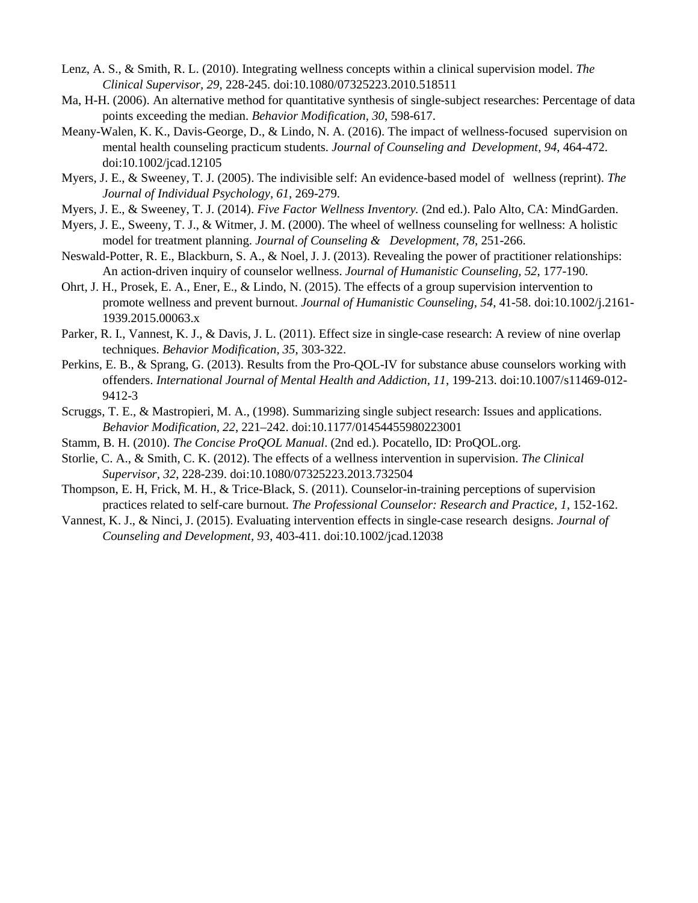Lenz, A. S., & Smith, R. L. (2010). Integrating wellness concepts within a clinical supervision model. *The Clinical Supervisor, 29*, 228-245. doi:10.1080/07325223.2010.518511

Ma, H-H. (2006). An alternative method for quantitative synthesis of single-subject researches: Percentage of data points exceeding the median. *Behavior Modification, 30*, 598-617.

Meany-Walen, K. K., Davis-George, D., & Lindo, N. A. (2016). The impact of wellness-focused supervision on mental health counseling practicum students. *Journal of Counseling and Development, 94*, 464-472. doi:10.1002/jcad.12105

Myers, J. E., & Sweeney, T. J. (2005). The indivisible self: An evidence-based model of wellness (reprint). *The Journal of Individual Psychology, 61*, 269-279.

Myers, J. E., & Sweeney, T. J. (2014). *Five Factor Wellness Inventory.* (2nd ed.). Palo Alto, CA: MindGarden.

Myers, J. E., Sweeny, T. J., & Witmer, J. M. (2000). The wheel of wellness counseling for wellness: A holistic model for treatment planning. *Journal of Counseling & Development, 78*, 251-266.

Neswald-Potter, R. E., Blackburn, S. A., & Noel, J. J. (2013). Revealing the power of practitioner relationships: An action-driven inquiry of counselor wellness. *Journal of Humanistic Counseling, 52*, 177-190.

Ohrt, J. H., Prosek, E. A., Ener, E., & Lindo, N. (2015). The effects of a group supervision intervention to promote wellness and prevent burnout. *Journal of Humanistic Counseling, 54*, 41-58. doi:10.1002/j.2161-1939.2015.00063.x

Parker, R. I., Vannest, K. J., & Davis, J. L. (2011). Effect size in single-case research: A review of nine overlap techniques. *Behavior Modification, 35*, 303-322.

Perkins, E. B., & Sprang, G. (2013). Results from the Pro-QOL-IV for substance abuse counselors working with offenders. *International Journal of Mental Health and Addiction, 11*, 199-213. doi:10.1007/s11469-012-9412-3

Scruggs, T. E., & Mastropieri, M. A., (1998). Summarizing single subject research: Issues and applications. *Behavior Modification, 22*, 221–242. doi:10.1177/01454455980223001

Stamm, B. H. (2010). *The Concise ProQOL Manual*. (2nd ed.). Pocatello, ID: ProQOL.org.

Storlie, C. A., & Smith, C. K. (2012). The effects of a wellness intervention in supervision. *The Clinical Supervisor, 32*, 228-239. doi:10.1080/07325223.2013.732504

Thompson, E. H, Frick, M. H., & Trice-Black, S. (2011). Counselor-in-training perceptions of supervision practices related to self-care burnout. *The Professional Counselor: Research and Practice, 1*, 152-162.

Vannest, K. J., & Ninci, J. (2015). Evaluating intervention effects in single-case research designs. *Journal of Counseling and Development, 93*, 403-411. doi:10.1002/jcad.12038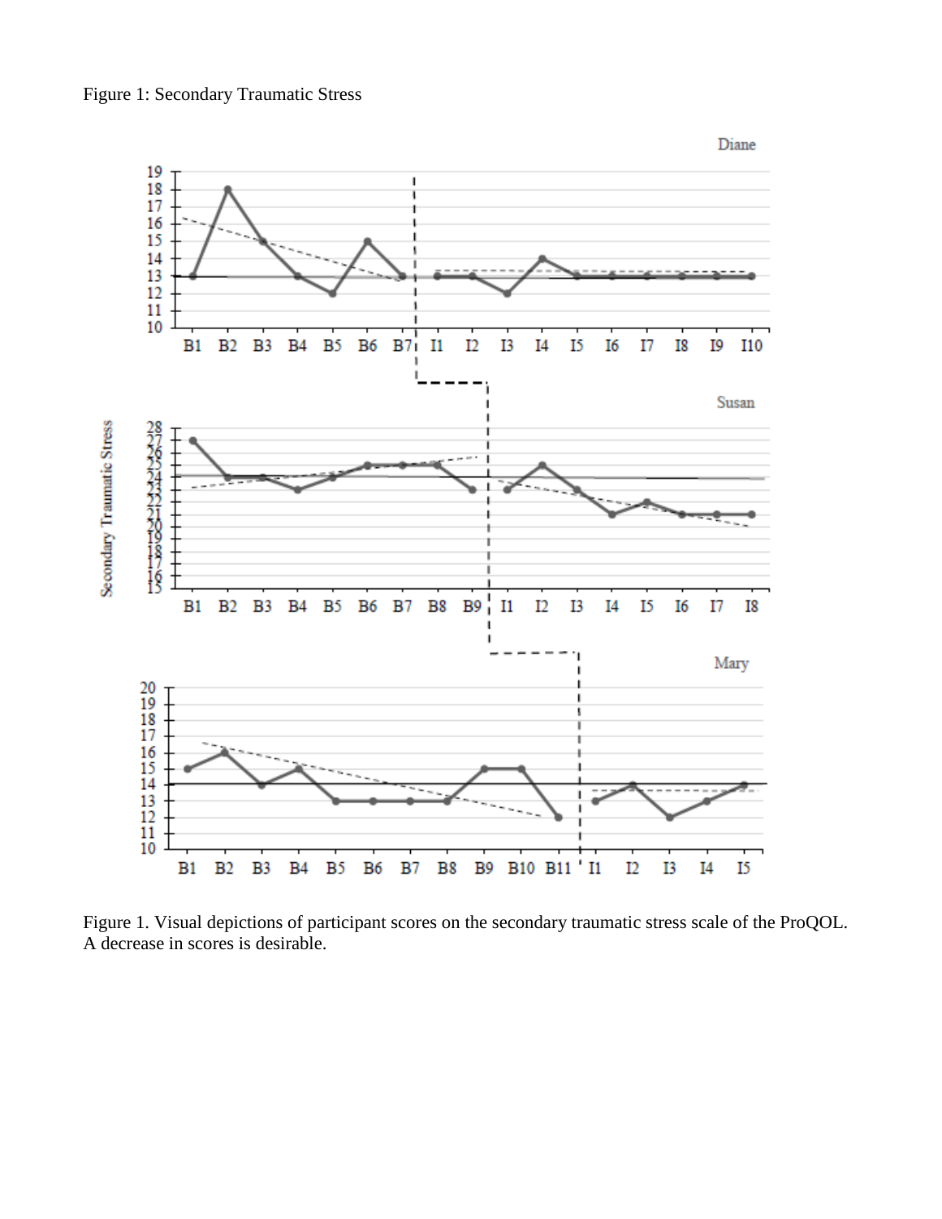Figure 1: Secondary Traumatic Stress

Figure 1. Visual depictions of participant scores on the secondary traumatic stress scale of the ProQOL. A decrease in scores is desirable.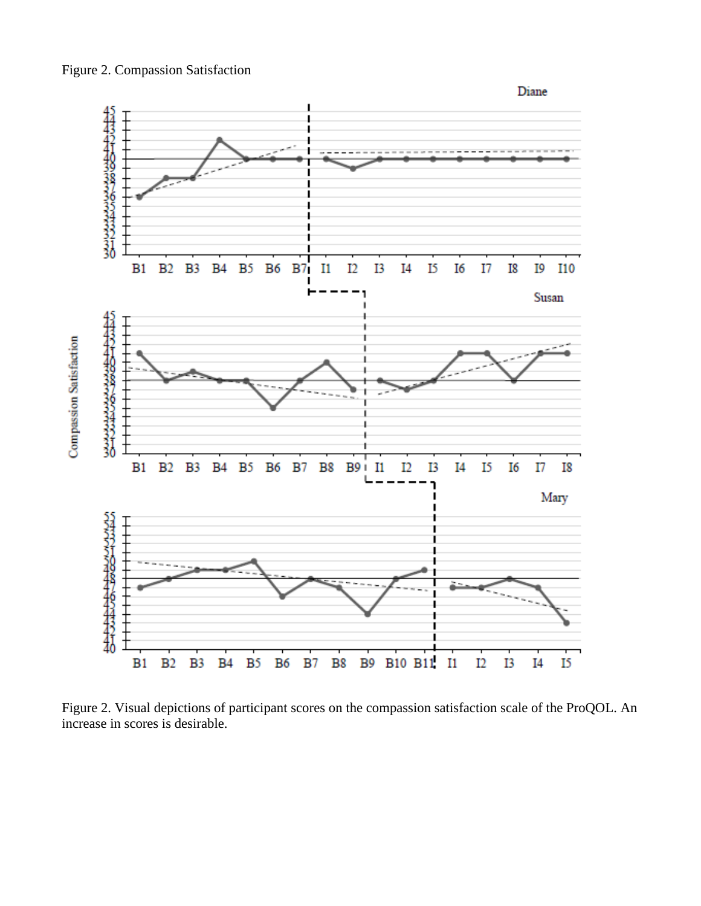Figure 2. Compassion Satisfaction

Figure 2. Visual depictions of participant scores on the compassion satisfaction scale of the ProQOL. An increase in scores is desirable.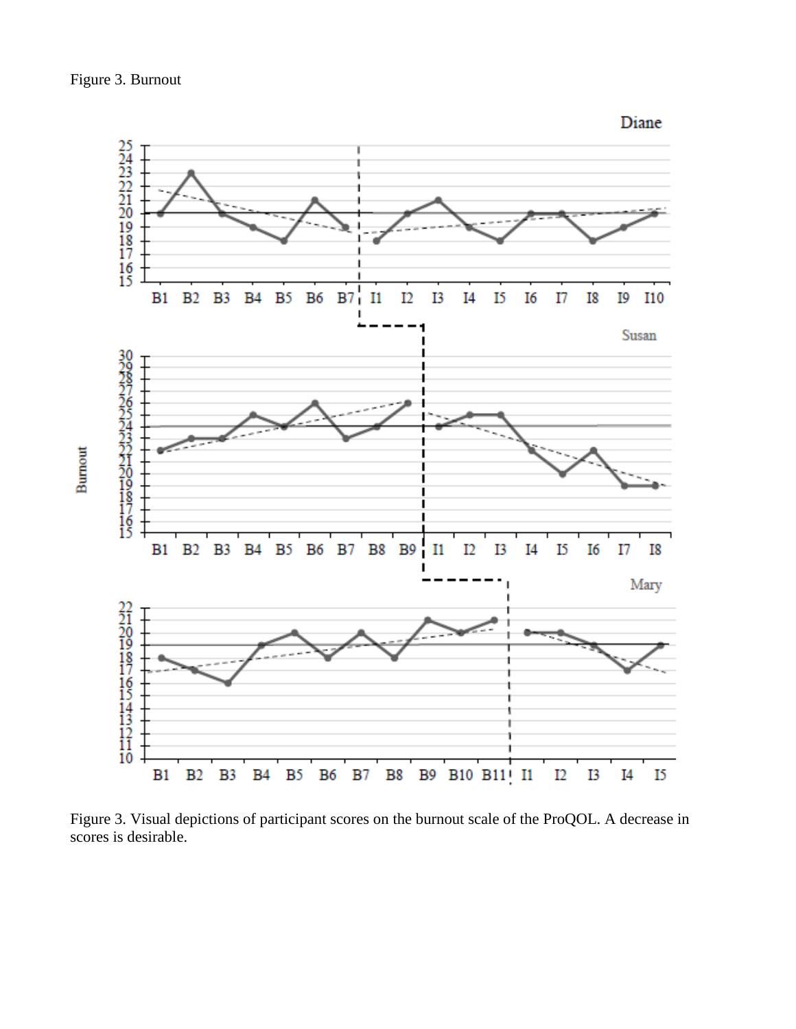Figure 3. Burnout

Diane

25
24
23
22
21
20
19
18
17
16
15

B1 B2 B3 B4 B5 B6 B7 I1 I2 I3 I4 I5 I6 I7 I8 I9 I10

Susan

30
29
28
27
26
25
24
23
22
21
20
19
18
17
16
15

B1 B2 B3 B4 B5 B6 B7 B8 B9 I1 I2 I3 I4 I5 I6 I7 I8

Burnout

Mary

22
21
20
19
18
17
16
15
14
13
12
11
10

B1 B2 B3 B4 B5 B6 B7 B8 B9 B10 B11 I1 I2 I3 I4 I5

Figure 3. Visual depictions of participant scores on the burnout scale of the ProQOL. A decrease in scores is desirable.